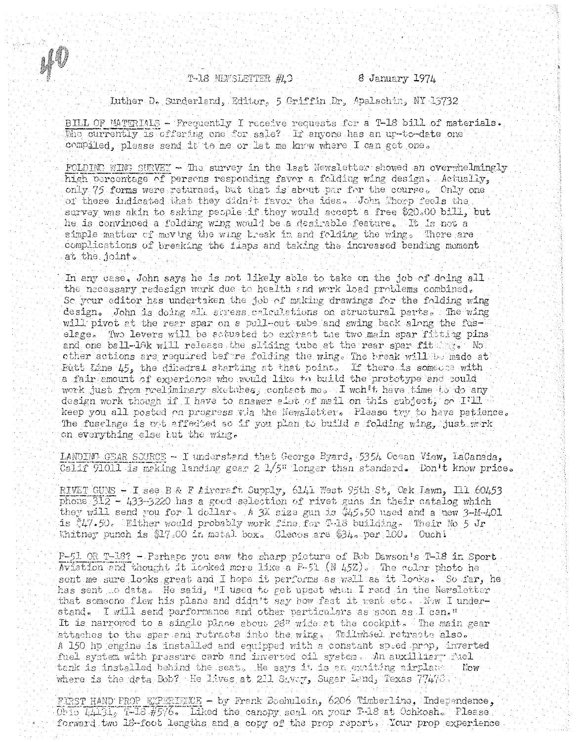40

# T-18 NEWSLETTER #40 — 8 January 1974

Luther D. Sunderland, Editor, 5 Griffin Dr, Apalachin, NY 13732

BILL OF MATERIALS - Frequently I receive requests for a T-18 bill of materials. Who currently is offering one for sale? If anyone has an up-to-date one compiled, please send it to me or let me know where I can get one.

FOLDING WING SURVEY - The survey in the last Newsletter showed an overwhelmingly high percentage of persons responding favor a folding wing design. Actually, only 75 forms were returned, but that is about par for the course. Only one of these indicated that they didn't favor the idea. John Thorp feels the survey was akin to asking people if they would accept a free $20.00 bill, but he is convinced a folding wing would be a desirable feature. It is not a simple matter of moving the wing break in and folding the wing. There are complications of breaking the flaps and taking the increased bending moment at the joint.

In any case, John says he is not likely able to take on the job of doing all the necessary redesign work due to health and work load problems combined. So your editor has undertaken the job of making drawings for the folding wing design. John is doing all stress calculations on structural parts. The wing will pivot at the rear spar on a pull-out tube and swing back along the fuselage. Two levers will be actuated to extract the two main spar fitting pins and one ball-lok will release the sliding tube at the rear spar fitting. No other actions are required before folding the wing. The break will be made at Butt Line 45, the dihedral starting at that point. If there is someone with a fair amount of experience who would like to build the prototype and could work just from preliminary sketches, contact me. I won't have time to do any design work though if I have to answer alot of mail on this subject, so I'll keep you all posted on progress via the Newsletter. Please try to have patience. The fuselage is not affected so if you plan to build a folding wing, just work on everything else but the wing.

LANDING GEAR SOURCE - I understand that George Byard, 5354 Ocean View, LaCanada, Calif 91011 is making landing gear 2 1/5" longer than standard. Don't know price.

RIVET GUNS - I see B & F Aircraft Supply, 6141 West 95th St, Oak Lawn, Ill 60453 phone 312 - 433-3220 has a good selection of rivet guns in their catalog which they will send you for 1 dollar. A 3X size gun is $45.50 used and a new 3-M-401 is $47.50. Either would probably work fine for T-18 building. Their No 5 Jr Whitney punch is $17.00 in metal box. Clecos are $34. per 100. Ouch!

P-51 OR T-18? - Perhaps you saw the sharp picture of Bob Dawson's T-18 in Sport Aviation and thought it looked more like a P-51 (N 45Z). The color photo he sent me sure looks great and I hope it performs as well as it looks. So far, he has sent no data. He said, "I used to get upset when I read in the Newsletter that someone flew his plane and didn't say how fast it went etc. Now I understand. I will send performance and other particulars as soon as I can." It is narrowed to a single place about 28" wide at the cockpit. The main gear attaches to the spar and retracts into the wing. Tailwheel retracts also. A 150 hp engine is installed and equipped with a constant speed prop, inverted fuel system with pressure carb and inverted oil system. An auxiliary fuel tank is installed behind the seat. He says it is an exciting airplane. Now where is the data Bob? He lives at 211 Savoy, Sugar Land, Texas 77478.

FIRST HAND PROP EXPERIENCE - by Frank Boehulein, 6206 Timberline, Independence, Ohio 44131, T-18 #576. Liked the canopy seal on your T-18 at Oshkosh. Please forward two 18-foot lengths and a copy of the prop report. Your prop experience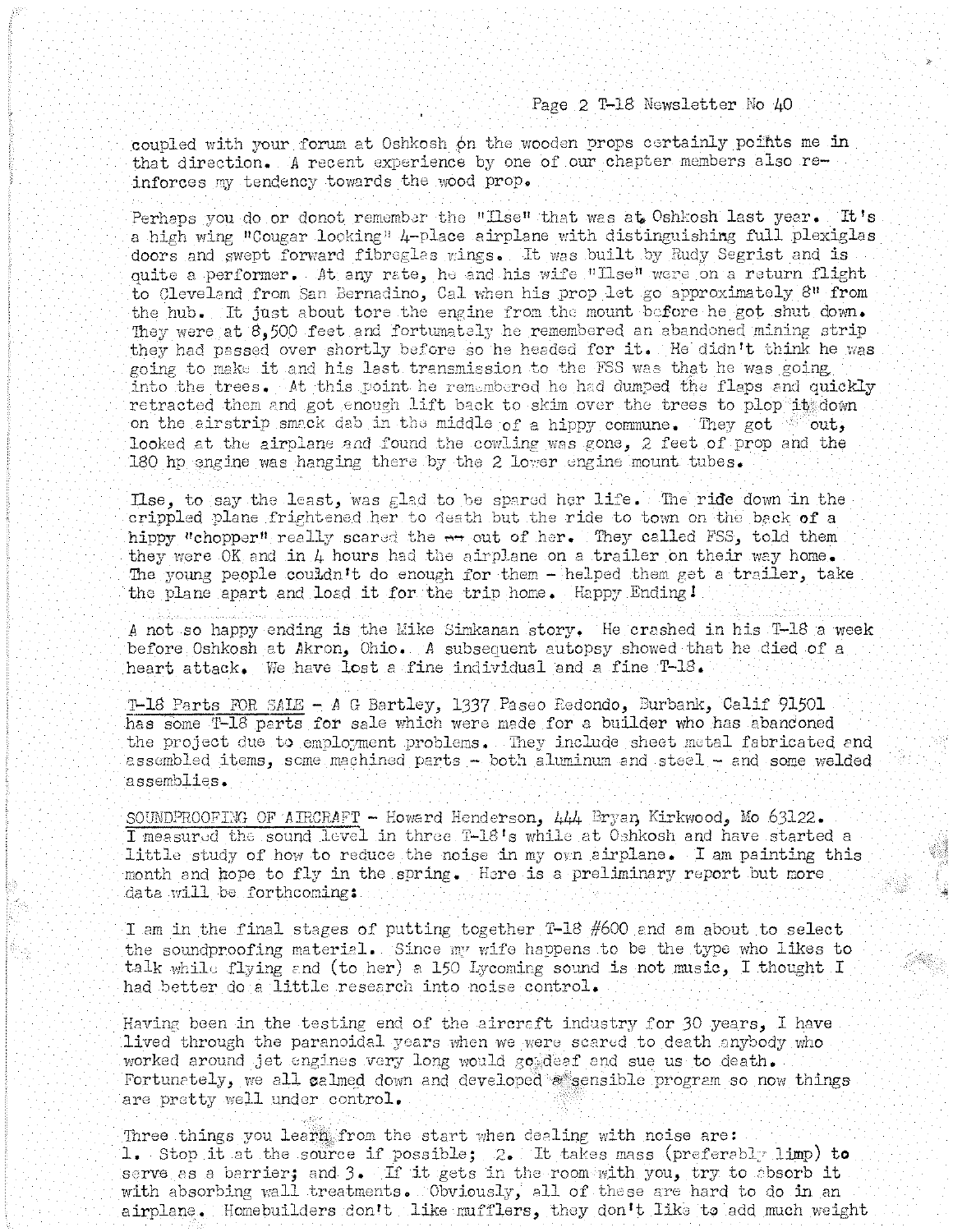coupled with your forum at Oshkosh on the wooden props certainly points me in that direction. A recent experience by one of our chapter members also reinforces my tendency towards the wood prop.

Perhaps you do or donot remember the "Ilse" that was at Oshkosh last year. It's a high wing "Cougar looking" 4-place airplane with distinguishing full plexiglas doors and swept forward fibreglas wings. It was built by Rudy Segrist and is quite a performer. At any rate, he and his wife "Ilse" were on a return flight to Cleveland from San Bernadino, Cal when his prop let go approximately 8" from the hub. It just about tore the engine from the mount before he got shut down. They were at 8,500 feet and fortunately he remembered an abandoned mining strip they had passed over shortly before so he headed for it. He didn't think he was going to make it and his last transmission to the FSS was that he was going into the trees. At this point he remembered he had dumped the flaps and quickly retracted them and got enough lift back to skim over the trees to plop it down on the airstrip smack dab in the middle of a hippy commune. They got out, looked at the airplane and found the cowling was gone, 2 feet of prop and the 180 hp engine was hanging there by the 2 lower engine mount tubes.

Ilse, to say the least, was glad to be spared her life. The ride down in the crippled plane frightened her to death but the ride to town on the back of a hippy "chopper" really scared the -- out of her. They called FSS, told them they were OK and in 4 hours had the airplane on a trailer on their way home. The young people couldn't do enough for them - helped them get a trailer, take the plane apart and load it for the trip home. Happy Ending!

A not so happy ending is the Mike Simkanan story. He crashed in his T-18 a week before Oshkosh at Akron, Ohio. A subsequent autopsy showed that he died of a heart attack. We have lost a fine individual and a fine T-18.

T-18 Parts FOR SALE - A G Bartley, 1337 Paseo Redondo, Burbank, Calif 91501 has some T-18 parts for sale which were made for a builder who has abandoned the project due to employment problems. They include sheet metal fabricated and assembled items, some machined parts - both aluminum and steel - and some welded assemblies.

SOUNDPROOFING OF AIRCRAFT - Howard Henderson, 444 Bryan, Kirkwood, Mo 63122. I measured the sound level in three T-18's while at Oshkosh and have started a little study of how to reduce the noise in my own airplane. I am painting this month and hope to fly in the spring. Here is a preliminary report but more data will be forthcoming:

I am in the final stages of putting together T-18 #600 and am about to select the soundproofing material. Since my wife happens to be the type who likes to talk while flying and (to her) a 150 Lycoming sound is not music, I thought I had better do a little research into noise control.

Having been in the testing end of the aircraft industry for 30 years, I have lived through the paranoidal years when we were scared to death anybody who worked around jet engines very long would go deaf and sue us to death. Fortunately, we all calmed down and developed a sensible program so now things are pretty well under control.

Three things you learn from the start when dealing with noise are: 1. Stop it at the source if possible; 2. It takes mass (preferably limp) to serve as a barrier; and 3. If it gets in the room with you, try to absorb it with absorbing wall treatments. Obviously, all of these are hard to do in an airplane. Homebuilders don't like mufflers, they don't like to add much weight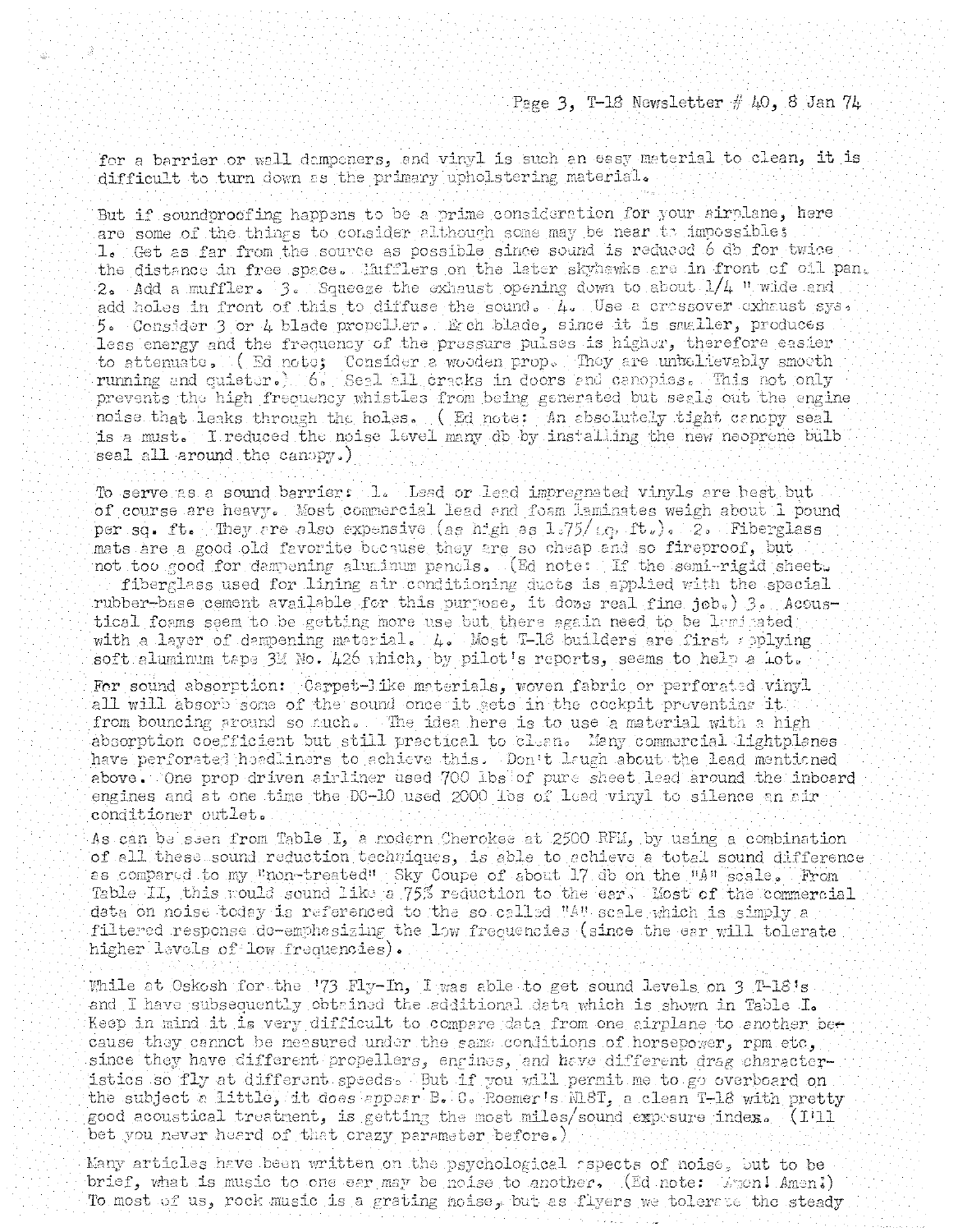for a barrier or wall dampeners, and vinyl is such an easy material to clean, it is difficult to turn down as the primary upholstering material.

But if soundproofing happens to be a prime consideration for your airplane, here are some of the things to consider although some may be near to impossible: 1. Get as far from the source as possible since sound is reduced 6 db for twice the distance in free space. Mufflers on the later skyhawks are in front of oil pan. 2. Add a muffler. 3. Squeeze the exhaust opening down to about 1/4 " wide and add holes in front of this to diffuse the sound. 4. Use a crossover exhaust sys. 5. Consider 3 or 4 blade propeller. Each blade, since it is smaller, produces less energy and the frequency of the pressure pulses is higher, therefore easier to attenuate. ( Ed note; Consider a wooden prop. They are unbelievably smooth running and quieter.) 6. Seal all cracks in doors and canopies. This not only prevents the high frequency whistles from being generated but seals out the engine noise that leaks through the holes. ( Ed note: An absolutely tight canopy seal is a must. I reduced the noise level many db by installing the new neoprene bulb seal all around the canopy.)

To serve as a sound barrier: 1. Lead or lead impregnated vinyls are best but of course are heavy. Most commercial lead and foam laminates weigh about 1 pound per sq. ft. They are also expensive (as high as 1.75/sq. ft.). 2. Fiberglass mats are a good old favorite because they are so cheap and so fireproof, but not too good for dampening aluminum panels. (Ed note: If the semi-rigid sheet fiberglass used for lining air conditioning ducts is applied with the special rubber-base cement available for this purpose, it does real fine job.) 3. Acoustical foams seem to be getting more use but there again need to be laminated with a layer of dampening material. 4. Most T-18 builders are first applying soft aluminum tape 3M No. 426 which, by pilot's reports, seems to help a lot.

For sound absorption: Carpet-like materials, woven fabric or perforated vinyl all will absorb some of the sound once it gets in the cockpit preventing it from bouncing around so much. The idea here is to use a material with a high absorption coefficient but still practical to clean. Many commercial lightplanes have perforated headliners to achieve this. Don't laugh about the lead mentioned above. One prop driven airliner used 700 lbs of pure sheet lead around the inboard engines and at one time the DC-10 used 2000 lbs of lead vinyl to silence an air conditioner outlet.

As can be seen from Table I, a modern Cherokee at 2500 RPM, by using a combination of all these sound reduction techniques, is able to achieve a total sound difference as compared to my "non-treated" Sky Coupe of about 17 db on the "A" scale. From Table II, this would sound like a 75% reduction to the ear. Most of the commercial data on noise today is referenced to the so called "A" scale which is simply a filtered response de-emphasizing the low frequencies (since the ear will tolerate higher levels of low frequencies).

While at Oskosh for the '73 Fly-In, I was able to get sound levels on 3 T-18's and I have subsequently obtained the additional data which is shown in Table I. Keep in mind it is very difficult to compare data from one airplane to another because they cannot be measured under the same conditions of horsepower, rpm etc, since they have different propellers, engines, and have different drag characteristics so fly at different speeds. But if you will permit me to go overboard on the subject a little, it does appear B. C. Roemer's N18T, a clean T-18 with pretty good acoustical treatment, is getting the most miles/sound exposure index. (I'll bet you never heard of that crazy parameter before.)

Many articles have been written on the psychological aspects of noise, but to be brief, what is music to one ear may be noise to another. (Ed note: Amen! Amen!) To most of us, rock music is a grating noise, but as flyers we tolerate the steady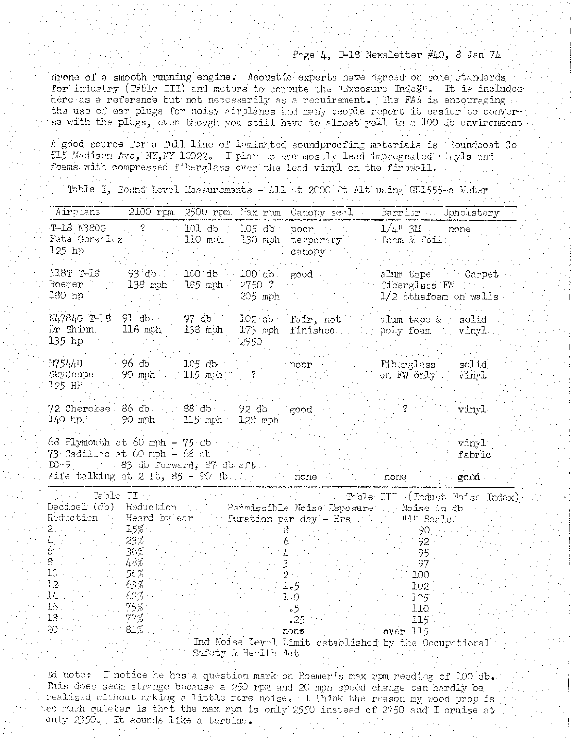drone of a smooth running engine. Acoustic experts have agreed on some standards for industry (Table III) and meters to compute the "Exposure IndeX". It is included here as a reference but not necessarily as a requirement. The FAA is encouraging the use of ear plugs for noisy airplanes and many people report it easier to converse with the plugs, even though you still have to almost yell in a 100 db environment

A good source for a full line of laminated soundproofing materials is Soundcoat Co 515 Madison Ave, NY,NY 10022. I plan to use mostly lead impregnated vinyls and foams with compressed fiberglass over the lead vinyl on the firewall.

Table I, Sound Level Measurements - All at 2000 ft Alt using GR1555-a Meter

| Airplane | 2100 rpm | 2500 rpm | Max rpm | Canopy seal | Barrier | Upholstery |
|---|---|---|---|---|---|---|
| T-18 N380G Pete Gonzalez 125 hp | ? | 101 db 110 mph | 105 db 130 mph | poor temporary canopy | 1/4" 3M foam & foil | none |
| N18T T-18 Roemer 180 hp | 93 db 138 mph | 100 db 185 mph | 100 db 2750 ? 205 mph | good | alum tape fiberglass FW 1/2 Ethafoam on walls | Carpet |
| N4784G T-18 Dr Shinn 135 hp | 91 db 116 mph | 97 db 138 mph | 102 db 173 mph 2950 | fair, not finished | alum tape & poly foam | solid vinyl |
| N7544U SkyCoupe 125 HP | 96 db 90 mph | 105 db 115 mph | ? | poor | Fiberglass on FW only | solid vinyl |
| 72 Cherokee 140 hp | 86 db 90 mph | 88 db 115 mph | 92 db 128 mph | good | ? | vinyl |
| 68 Plymouth at 60 mph - 75 db | | | | | | vinyl |
| 73 Cadillac at 60 mph - 68 db | | | | | | fabric |
| DC-9 83 db forward, 87 db aft | | | | | | |
| Wife talking at 2 ft, 85 - 90 db | | | | none | none | good |

Table II

| Decibel (db) Reduction | Reduction Heard by ear |
|---|---|
| 2 | 15% |
| 4 | 23% |
| 6 | 38% |
| 8 | 48% |
| 10 | 56% |
| 12 | 63% |
| 14 | 68% |
| 16 | 75% |
| 18 | 77% |
| 20 | 81% |

Table III (Indust Noise Index)

| Permissible Noise Exposure Duration per day - Hrs | Noise in db "A" Scale |
|---|---|
| 8 | 90 |
| 6 | 92 |
| 4 | 95 |
| 3 | 97 |
| 2 | 100 |
| 1.5 | 102 |
| 1.0 | 105 |
| .5 | 110 |
| .25 | 115 |
| none | over 115 |

Ind Noise Level Limit established by the Occupational Safety & Health Act

Ed note: I notice he has a question mark on Roemer's max rpm reading of 100 db. This does seem strange because a 250 rpm and 20 mph speed change can hardly be realized without making a little more noise. I think the reason my wood prop is so much quieter is that the max rpm is only 2550 instead of 2750 and I cruise at only 2350. It sounds like a turbine.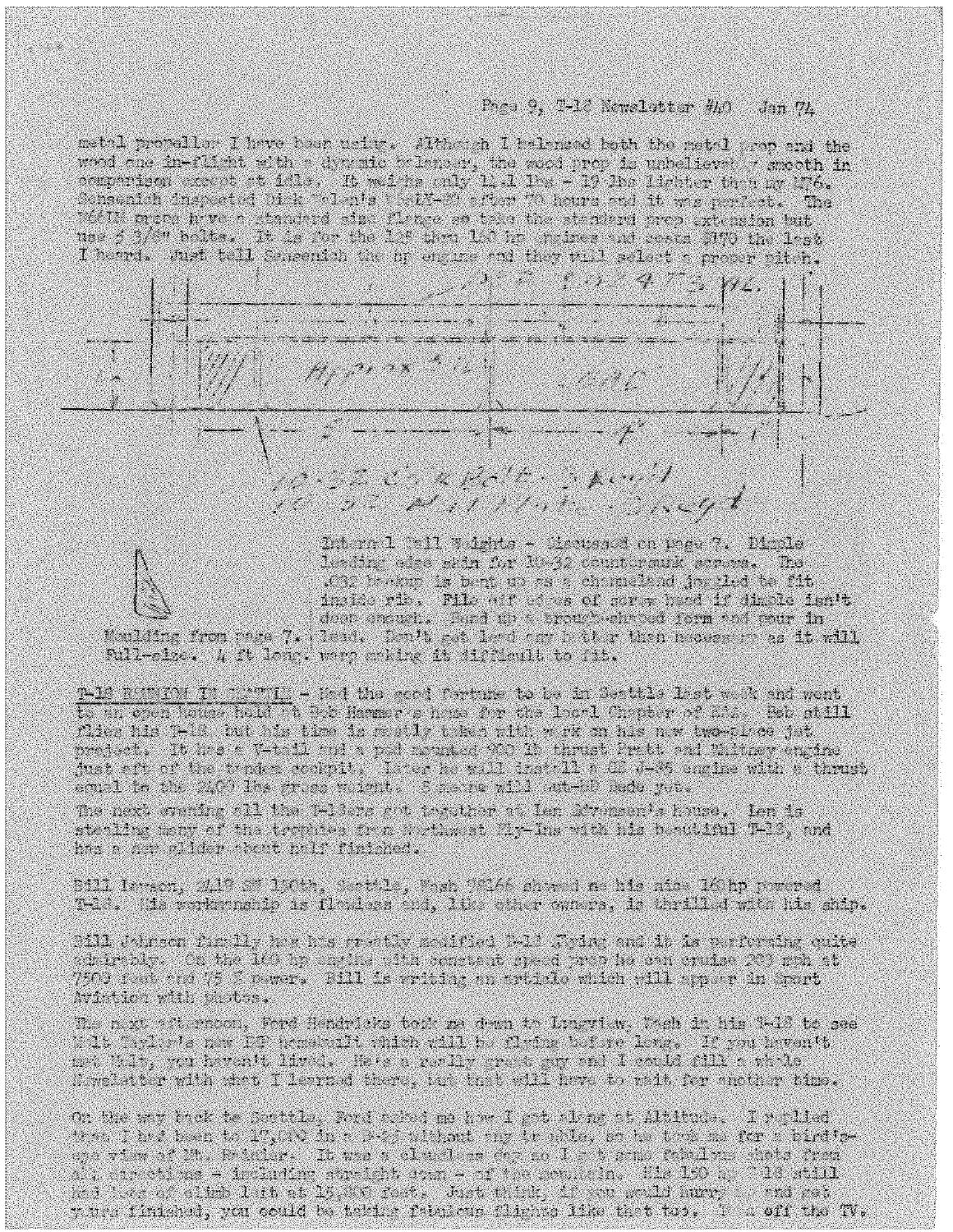metal propeller I have been using. Although I balanced both the metal prop and the wood one in-flight with a dynamic balancer, the wood prop is unbelievably smooth in comparison except at idle. It weighs only 11.1 lbs - 19 lbs lighter than my 76A. Sensenich inspected Dick Weight's W66LN-?? after 70 hours and it was perfect. The W66LN props have a standard size flange so take the standard prop extension but use 5 3/8" bolts. It is for the 125 thru 180 hp engines and costs $170 the last I heard. Just tell Sensenich the hp engine and they will select a proper pitch.

Moulding from page 7. Full-size. 4 ft long.

Internal Tail Weights - Discussed on page 7. Dimple leading edge skin for 10-32 countersunk screws. The .032 bottom is bent up as a channel and joggled to fit inside rib. File off edges of screw head if dimple isn't deep enough. Build up a trough-shaped form and pour in lead. Don't put lead any further than necessary as it will warp making it difficult to fit.

**T-18 REPORT IN SEATTLE** - Had the good fortune to be in Seattle last week and went to an open house held at Bob Hammer's home for the local Chapter of EAA. Bob still flies his T-18 but his time is mostly taken with work on his new two-place jet project. It has a V-tail and a pod mounted 900 lb thrust Pratt and Whitney engine just aft of the tandem cockpit. Later he will install a GE J-85 engine with a thrust equal to the 2400 lbs gross weight. Some wild set-up made yet.

The next evening all the T-18ers got together at Len Eckmann's house. Len is stealing many of the trophies from Northwest Fly-ins with his beautiful T-18, and has a new glider about half finished.

Bill Larson, 2419 SE 150th, Seattle, Wash 98166 showed me his nice 160hp powered T-18. His workmanship is flawless and, like other owners, is thrilled with his ship.

Bill Johnson finally has his greatly modified T-18 Tigre and it is performing quite admirably. On the 180 hp engine with constant speed prop he can cruise 200 mph at 7500 feet and 75 % power. Bill is writing an article which will appear in Sport Aviation with photos.

The next afternoon, Ford Hendricks took me down to Longview, Wash in his T-18 to see Milt Taylor's new IMP homebuilt which will be flying before long. If you haven't met Milt, you haven't lived. He's a really great guy and I could fill a whole Newsletter with what I learned there, but that will have to wait for another time.

On the way back to Seattle, Ford asked me how I got along at altitude. I replied that I had been to 17,000 in a T-18 without any trouble, so he took me for a birds-eye view of Mt. Rainier. It was a cloudless day so I got some fabulous shots from all directions - including straight down - of the mountain. His 150 hp T-18 still had lots of climb left at 15,000 feet. Just think, if you would hurry up and get yours finished, you could be taking fabulous flights like that too. Turn off the TV.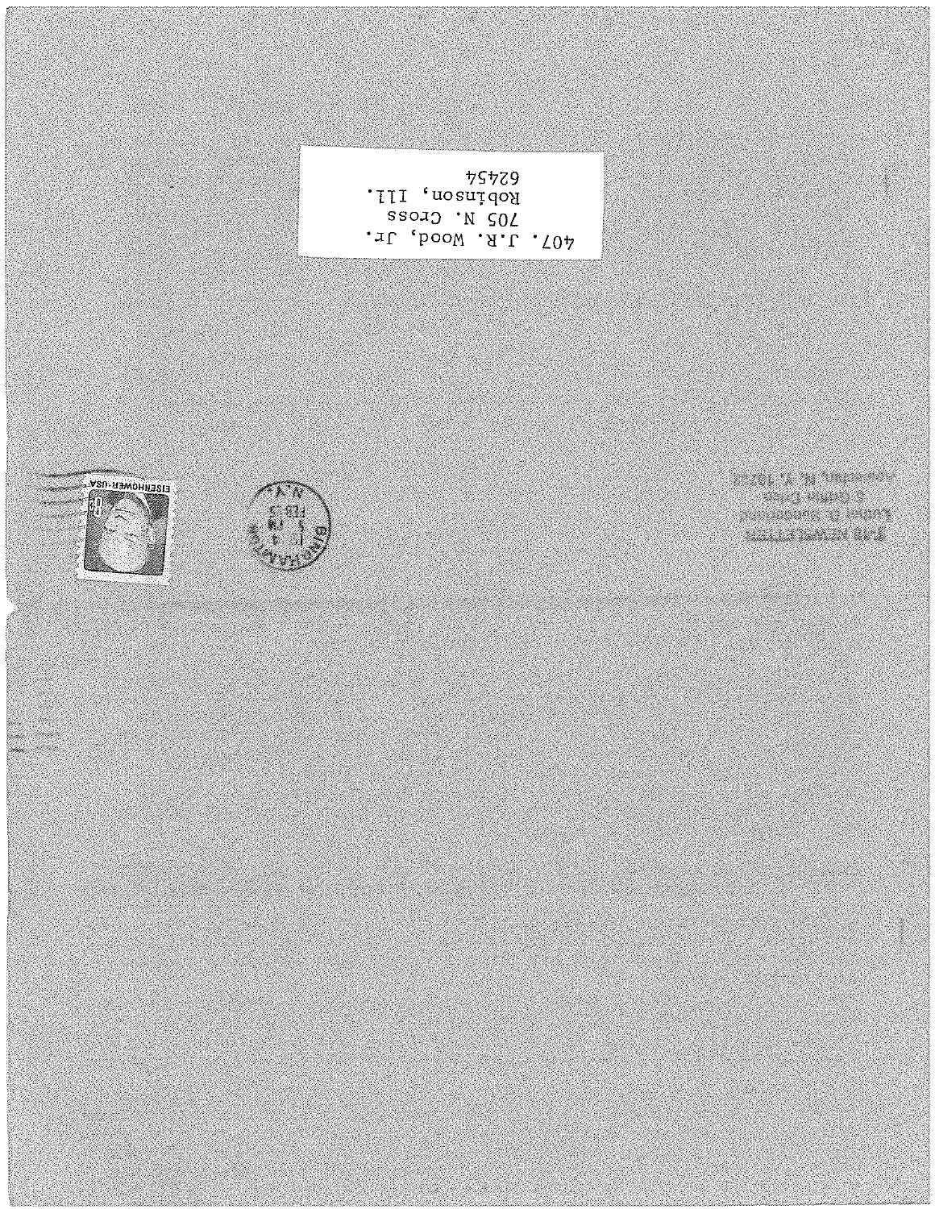407. J.R. Wood, Jr.
705 N. Cross
Robinson, Ill.
62454

EISENHOWER-USA

BINGHAMTON N.Y.